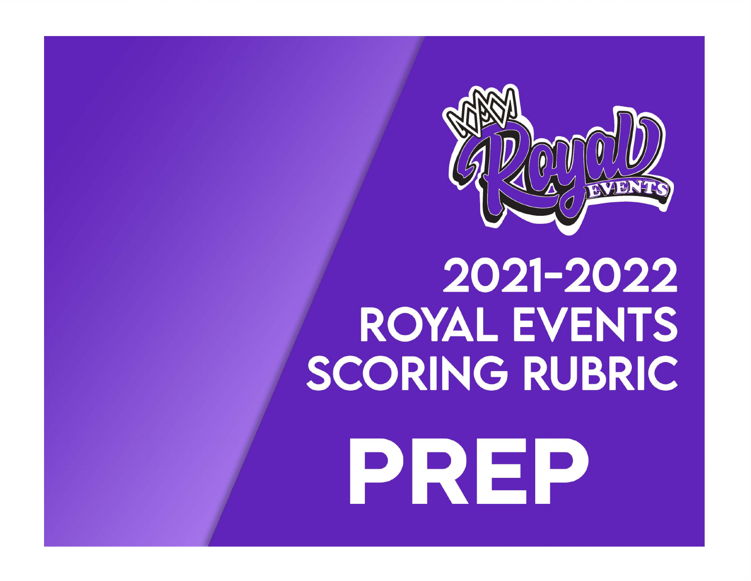# 2021-2022 ROYAL EVENTS SCORING RUBRIC

# PREP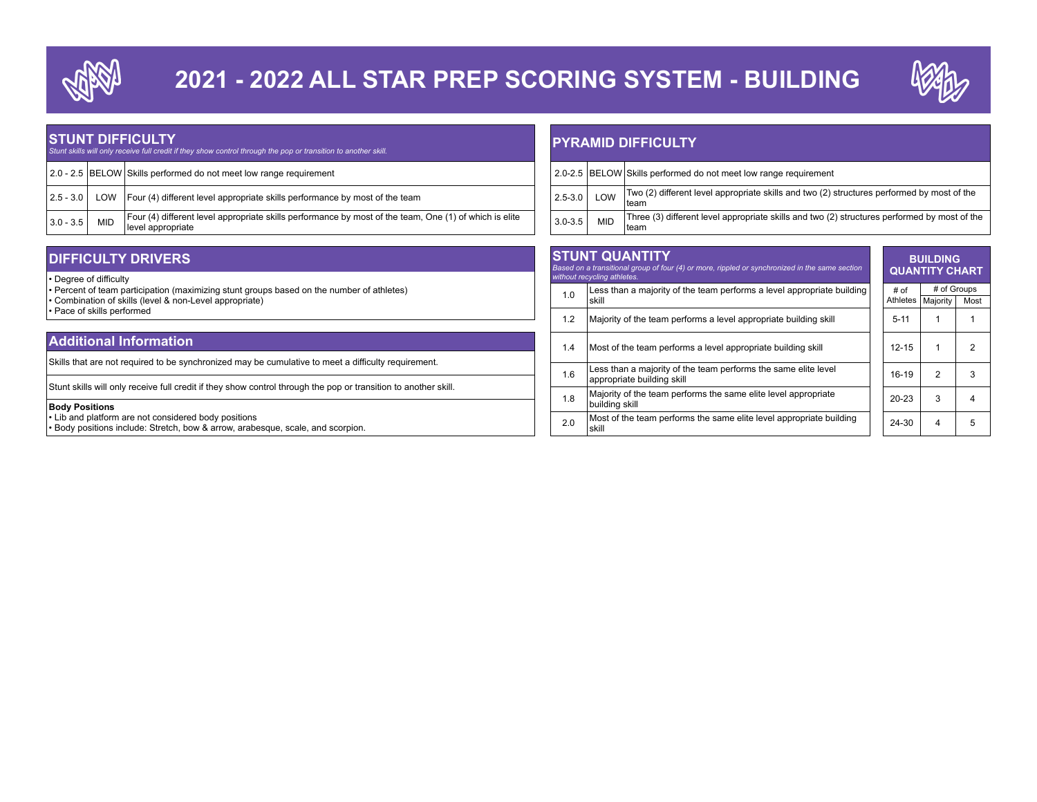# 2021 - 2022 ALL STAR PREP SCORING SYSTEM - BUILDING

## STUNT DIFFICULTY

*Stunt skills will only receive full credit if they show control through the pop or transition to another skill.*

| | | |
|---|---|---|
| 2.0 - 2.5 | BELOW | Skills performed do not meet low range requirement |
| 2.5 - 3.0 | LOW | Four (4) different level appropriate skills performance by most of the team |
| 3.0 - 3.5 | MID | Four (4) different level appropriate skills performance by most of the team, One (1) of which is elite level appropriate |

## DIFFICULTY DRIVERS

- Degree of difficulty
- Percent of team participation (maximizing stunt groups based on the number of athletes)
- Combination of skills (level & non-Level appropriate)
- Pace of skills performed

## Additional Information

Skills that are not required to be synchronized may be cumulative to meet a difficulty requirement.

Stunt skills will only receive full credit if they show control through the pop or transition to another skill.

**Body Positions**

- Lib and platform are not considered body positions
- Body positions include: Stretch, bow & arrow, arabesque, scale, and scorpion.

## PYRAMID DIFFICULTY

| | | |
|---|---|---|
| 2.0-2.5 | BELOW | Skills performed do not meet low range requirement |
| 2.5-3.0 | LOW | Two (2) different level appropriate skills and two (2) structures performed by most of the team |
| 3.0-3.5 | MID | Three (3) different level appropriate skills and two (2) structures performed by most of the team |

## STUNT QUANTITY

*Based on a transitional group of four (4) or more, rippled or synchronized in the same section without recycling athletes.*

| | |
|---|---|
| 1.0 | Less than a majority of the team performs a level appropriate building skill |
| 1.2 | Majority of the team performs a level appropriate building skill |
| 1.4 | Most of the team performs a level appropriate building skill |
| 1.6 | Less than a majority of the team performs the same elite level appropriate building skill |
| 1.8 | Majority of the team performs the same elite level appropriate building skill |
| 2.0 | Most of the team performs the same elite level appropriate building skill |

## BUILDING QUANTITY CHART

| # of Athletes | # of Groups | |
|---|---|---|
| | Majority | Most |
| 5-11 | 1 | 1 |
| 12-15 | 1 | 2 |
| 16-19 | 2 | 3 |
| 20-23 | 3 | 4 |
| 24-30 | 4 | 5 |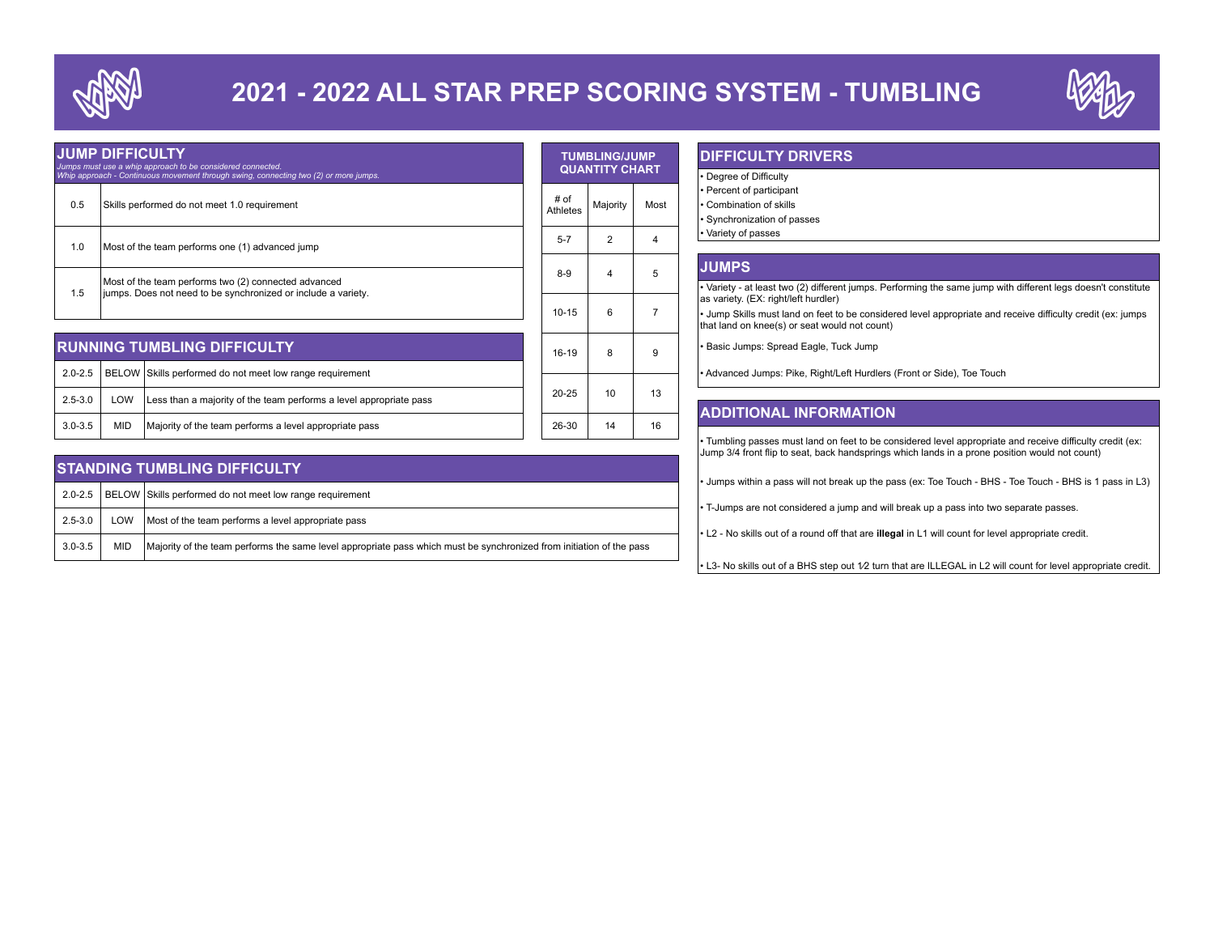# 2021 - 2022 ALL STAR PREP SCORING SYSTEM - TUMBLING

## JUMP DIFFICULTY

*Jumps must use a whip approach to be considered connected.*
*Whip approach - Continuous movement through swing, connecting two (2) or more jumps.*

| | |
|---|---|
| 0.5 | Skills performed do not meet 1.0 requirement |
| 1.0 | Most of the team performs one (1) advanced jump |
| 1.5 | Most of the team performs two (2) connected advanced jumps. Does not need to be synchronized or include a variety. |

## RUNNING TUMBLING DIFFICULTY

| | | |
|---|---|---|
| 2.0-2.5 | BELOW | Skills performed do not meet low range requirement |
| 2.5-3.0 | LOW | Less than a majority of the team performs a level appropriate pass |
| 3.0-3.5 | MID | Majority of the team performs a level appropriate pass |

## STANDING TUMBLING DIFFICULTY

| | | |
|---|---|---|
| 2.0-2.5 | BELOW | Skills performed do not meet low range requirement |
| 2.5-3.0 | LOW | Most of the team performs a level appropriate pass |
| 3.0-3.5 | MID | Majority of the team performs the same level appropriate pass which must be synchronized from initiation of the pass |

## TUMBLING/JUMP QUANTITY CHART

| # of Athletes | Majority | Most |
|---|---|---|
| 5-7 | 2 | 4 |
| 8-9 | 4 | 5 |
| 10-15 | 6 | 7 |
| 16-19 | 8 | 9 |
| 20-25 | 10 | 13 |
| 26-30 | 14 | 16 |

## DIFFICULTY DRIVERS

- Degree of Difficulty
- Percent of participant
- Combination of skills
- Synchronization of passes
- Variety of passes

## JUMPS

- Variety - at least two (2) different jumps. Performing the same jump with different legs doesn't constitute as variety. (EX: right/left hurdler)
- Jump Skills must land on feet to be considered level appropriate and receive difficulty credit (ex: jumps that land on knee(s) or seat would not count)
- Basic Jumps: Spread Eagle, Tuck Jump
- Advanced Jumps: Pike, Right/Left Hurdlers (Front or Side), Toe Touch

## ADDITIONAL INFORMATION

- Tumbling passes must land on feet to be considered level appropriate and receive difficulty credit (ex: Jump 3/4 front flip to seat, back handsprings which lands in a prone position would not count)
- Jumps within a pass will not break up the pass (ex: Toe Touch - BHS - Toe Touch - BHS is 1 pass in L3)
- T-Jumps are not considered a jump and will break up a pass into two separate passes.
- L2 - No skills out of a round off that are **illegal** in L1 will count for level appropriate credit.
- L3- No skills out of a BHS step out 1⁄2 turn that are ILLEGAL in L2 will count for level appropriate credit.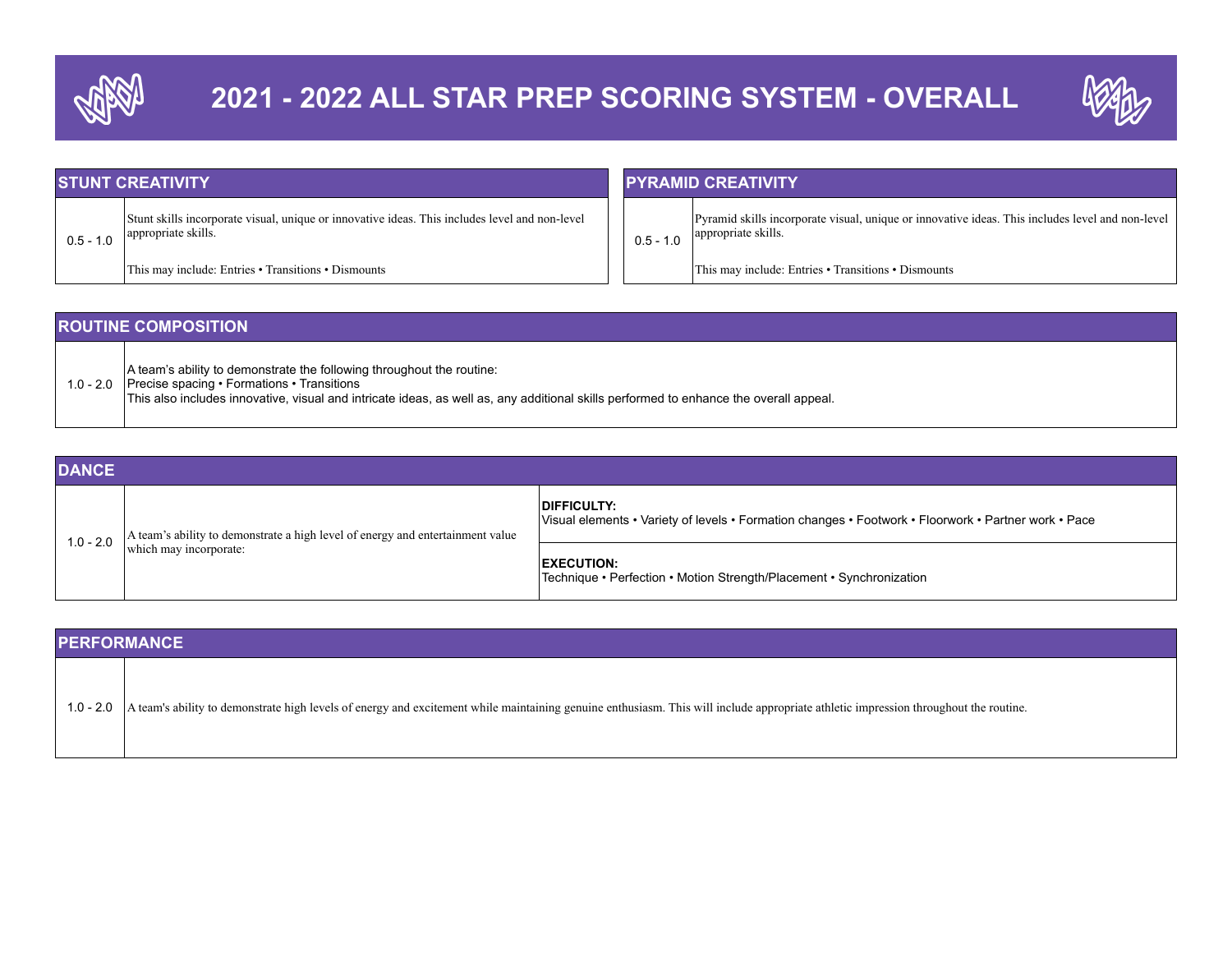# 2021 - 2022 ALL STAR PREP SCORING SYSTEM - OVERALL

| STUNT CREATIVITY | |
|---|---|
| 0.5 - 1.0 | Stunt skills incorporate visual, unique or innovative ideas. This includes level and non-level appropriate skills.<br><br>This may include: Entries • Transitions • Dismounts |

| PYRAMID CREATIVITY | |
|---|---|
| 0.5 - 1.0 | Pyramid skills incorporate visual, unique or innovative ideas. This includes level and non-level appropriate skills.<br><br>This may include: Entries • Transitions • Dismounts |

| ROUTINE COMPOSITION | |
|---|---|
| 1.0 - 2.0 | A team's ability to demonstrate the following throughout the routine:<br>Precise spacing • Formations • Transitions<br>This also includes innovative, visual and intricate ideas, as well as, any additional skills performed to enhance the overall appeal. |

| DANCE | | |
|---|---|---|
| 1.0 - 2.0 | A team's ability to demonstrate a high level of energy and entertainment value which may incorporate: | **DIFFICULTY:**<br>Visual elements • Variety of levels • Formation changes • Footwork • Floorwork • Partner work • Pace |
| | | **EXECUTION:**<br>Technique • Perfection • Motion Strength/Placement • Synchronization |

| PERFORMANCE | |
|---|---|
| 1.0 - 2.0 | A team's ability to demonstrate high levels of energy and excitement while maintaining genuine enthusiasm. This will include appropriate athletic impression throughout the routine. |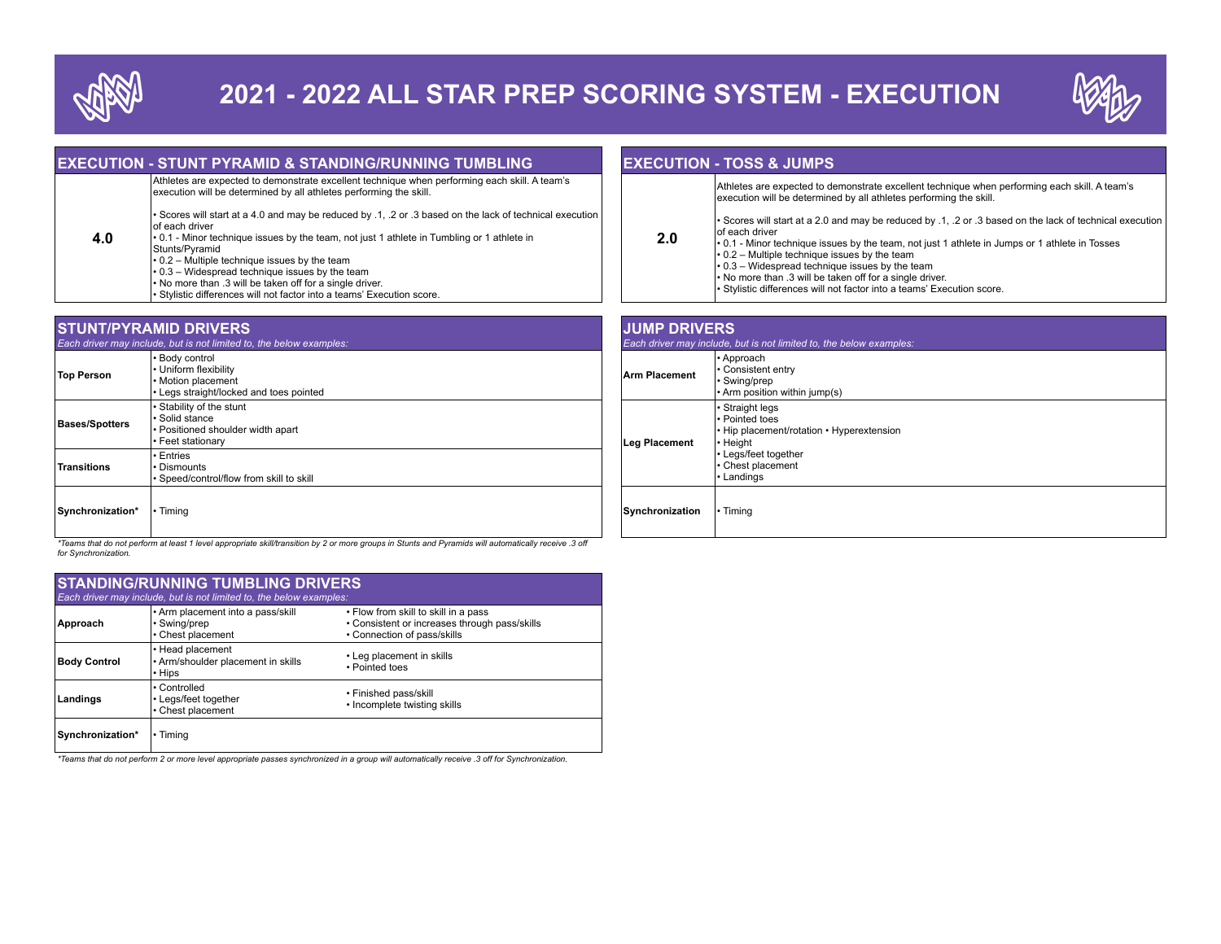# 2021 - 2022 ALL STAR PREP SCORING SYSTEM - EXECUTION

## EXECUTION - STUNT PYRAMID & STANDING/RUNNING TUMBLING

| | |
|---|---|
| **4.0** | Athletes are expected to demonstrate excellent technique when performing each skill. A team's execution will be determined by all athletes performing the skill.<br><br>• Scores will start at a 4.0 and may be reduced by .1, .2 or .3 based on the lack of technical execution of each driver<br>• 0.1 - Minor technique issues by the team, not just 1 athlete in Tumbling or 1 athlete in Stunts/Pyramid<br>• 0.2 – Multiple technique issues by the team<br>• 0.3 – Widespread technique issues by the team<br>• No more than .3 will be taken off for a single driver.<br>• Stylistic differences will not factor into a teams' Execution score. |

## STUNT/PYRAMID DRIVERS

*Each driver may include, but is not limited to, the below examples:*

| | |
|---|---|
| **Top Person** | • Body control<br>• Uniform flexibility<br>• Motion placement<br>• Legs straight/locked and toes pointed |
| **Bases/Spotters** | • Stability of the stunt<br>• Solid stance<br>• Positioned shoulder width apart<br>• Feet stationary |
| **Transitions** | • Entries<br>• Dismounts<br>• Speed/control/flow from skill to skill |
| **Synchronization*** | • Timing |

*\*Teams that do not perform at least 1 level appropriate skill/transition by 2 or more groups in Stunts and Pyramids will automatically receive .3 off for Synchronization.*

## STANDING/RUNNING TUMBLING DRIVERS

*Each driver may include, but is not limited to, the below examples:*

| | | |
|---|---|---|
| **Approach** | • Arm placement into a pass/skill<br>• Swing/prep<br>• Chest placement | • Flow from skill to skill in a pass<br>• Consistent or increases through pass/skills<br>• Connection of pass/skills |
| **Body Control** | • Head placement<br>• Arm/shoulder placement in skills<br>• Hips | • Leg placement in skills<br>• Pointed toes |
| **Landings** | • Controlled<br>• Legs/feet together<br>• Chest placement | • Finished pass/skill<br>• Incomplete twisting skills |
| **Synchronization*** | • Timing | |

*\*Teams that do not perform 2 or more level appropriate passes synchronized in a group will automatically receive .3 off for Synchronization.*

## EXECUTION - TOSS & JUMPS

| | |
|---|---|
| **2.0** | Athletes are expected to demonstrate excellent technique when performing each skill. A team's execution will be determined by all athletes performing the skill.<br><br>• Scores will start at a 2.0 and may be reduced by .1, .2 or .3 based on the lack of technical execution of each driver<br>• 0.1 - Minor technique issues by the team, not just 1 athlete in Jumps or 1 athlete in Tosses<br>• 0.2 – Multiple technique issues by the team<br>• 0.3 – Widespread technique issues by the team<br>• No more than .3 will be taken off for a single driver.<br>• Stylistic differences will not factor into a teams' Execution score. |

## JUMP DRIVERS

*Each driver may include, but is not limited to, the below examples:*

| | |
|---|---|
| **Arm Placement** | • Approach<br>• Consistent entry<br>• Swing/prep<br>• Arm position within jump(s) |
| **Leg Placement** | • Straight legs<br>• Pointed toes<br>• Hip placement/rotation • Hyperextension<br>• Height<br>• Legs/feet together<br>• Chest placement<br>• Landings |
| **Synchronization** | • Timing |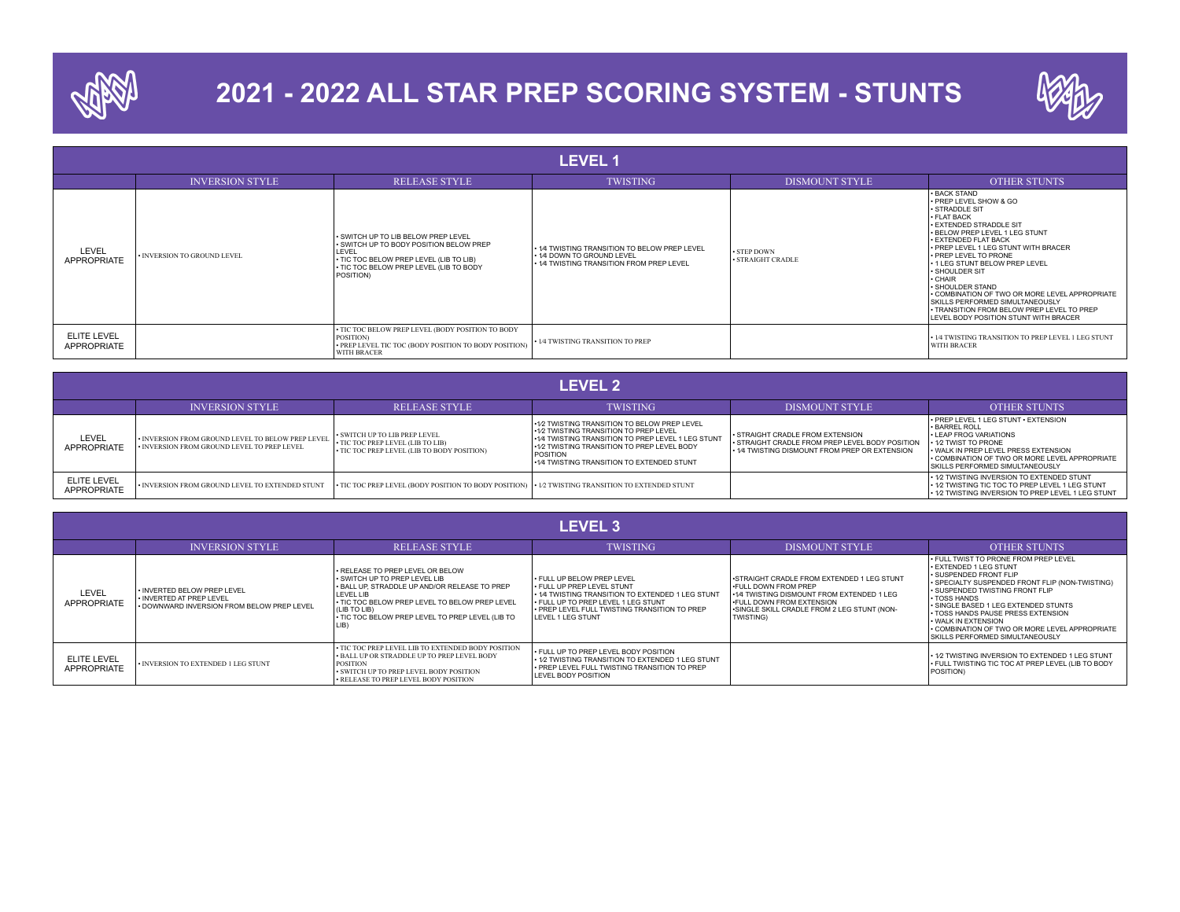# 2021 - 2022 ALL STAR PREP SCORING SYSTEM - STUNTS

## LEVEL 1

| | INVERSION STYLE | RELEASE STYLE | TWISTING | DISMOUNT STYLE | OTHER STUNTS |
|---|---|---|---|---|---|
| LEVEL APPROPRIATE | • INVERSION TO GROUND LEVEL | • SWITCH UP TO LIB BELOW PREP LEVEL<br>• SWITCH UP TO BODY POSITION BELOW PREP LEVEL<br>• TIC TOC BELOW PREP LEVEL (LIB TO LIB)<br>• TIC TOC BELOW PREP LEVEL (LIB TO BODY POSITION) | • 1⁄4 TWISTING TRANSITION TO BELOW PREP LEVEL<br>• 1⁄4 DOWN TO GROUND LEVEL<br>• 1⁄4 TWISTING TRANSITION FROM PREP LEVEL | • STEP DOWN<br>• STRAIGHT CRADLE | • BACK STAND<br>• PREP LEVEL SHOW & GO<br>• STRADDLE SIT<br>• FLAT BACK<br>• EXTENDED STRADDLE SIT<br>• BELOW PREP LEVEL 1 LEG STUNT<br>• EXTENDED FLAT BACK<br>• PREP LEVEL 1 LEG STUNT WITH BRACER<br>• PREP LEVEL TO PRONE<br>• 1 LEG STUNT BELOW PREP LEVEL<br>• SHOULDER SIT<br>• CHAIR<br>• SHOULDER STAND<br>• COMBINATION OF TWO OR MORE LEVEL APPROPRIATE SKILLS PERFORMED SIMULTANEOUSLY<br>• TRANSITION FROM BELOW PREP LEVEL TO PREP LEVEL BODY POSITION STUNT WITH BRACER |
| ELITE LEVEL APPROPRIATE | | • TIC TOC BELOW PREP LEVEL (BODY POSITION TO BODY POSITION)<br>• PREP LEVEL TIC TOC (BODY POSITION TO BODY POSITION) WITH BRACER | • 1/4 TWISTING TRANSITION TO PREP | | • 1/4 TWISTING TRANSITION TO PREP LEVEL 1 LEG STUNT WITH BRACER |

## LEVEL 2

| | INVERSION STYLE | RELEASE STYLE | TWISTING | DISMOUNT STYLE | OTHER STUNTS |
|---|---|---|---|---|---|
| LEVEL APPROPRIATE | • INVERSION FROM GROUND LEVEL TO BELOW PREP LEVEL<br>• INVERSION FROM GROUND LEVEL TO PREP LEVEL | • SWITCH UP TO LIB PREP LEVEL<br>• TIC TOC PREP LEVEL (LIB TO LIB)<br>• TIC TOC PREP LEVEL (LIB TO BODY POSITION) | • 1⁄2 TWISTING TRANSITION TO BELOW PREP LEVEL<br>• 1⁄2 TWISTING TRANSITION TO PREP LEVEL<br>• 1⁄4 TWISTING TRANSITION TO PREP LEVEL 1 LEG STUNT<br>• 1⁄2 TWISTING TRANSITION TO PREP LEVEL BODY POSITION<br>• 1⁄4 TWISTING TRANSITION TO EXTENDED STUNT | • STRAIGHT CRADLE FROM EXTENSION<br>• STRAIGHT CRADLE FROM PREP LEVEL BODY POSITION<br>• 1⁄4 TWISTING DISMOUNT FROM PREP OR EXTENSION | • PREP LEVEL 1 LEG STUNT • EXTENSION<br>• BARREL ROLL<br>• LEAP FROG VARIATIONS<br>• 1⁄2 TWIST TO PRONE<br>• WALK IN PREP LEVEL PRESS EXTENSION<br>• COMBINATION OF TWO OR MORE LEVEL APPROPRIATE SKILLS PERFORMED SIMULTANEOUSLY |
| ELITE LEVEL APPROPRIATE | • INVERSION FROM GROUND LEVEL TO EXTENDED STUNT | • TIC TOC PREP LEVEL (BODY POSITION TO BODY POSITION) | • 1/2 TWISTING TRANSITION TO EXTENDED STUNT | | • 1⁄2 TWISTING INVERSION TO EXTENDED STUNT<br>• 1⁄2 TWISTING TIC TOC TO PREP LEVEL 1 LEG STUNT<br>• 1⁄2 TWISTING INVERSION TO PREP LEVEL 1 LEG STUNT |

## LEVEL 3

| | INVERSION STYLE | RELEASE STYLE | TWISTING | DISMOUNT STYLE | OTHER STUNTS |
|---|---|---|---|---|---|
| LEVEL APPROPRIATE | • INVERTED BELOW PREP LEVEL<br>• INVERTED AT PREP LEVEL<br>• DOWNWARD INVERSION FROM BELOW PREP LEVEL | • RELEASE TO PREP LEVEL OR BELOW<br>• SWITCH UP TO PREP LEVEL LIB<br>• BALL UP, STRADDLE UP AND/OR RELEASE TO PREP LEVEL LIB<br>• TIC TOC BELOW PREP LEVEL TO BELOW PREP LEVEL (LIB TO LIB)<br>• TIC TOC BELOW PREP LEVEL TO PREP LEVEL (LIB TO LIB) | • FULL UP BELOW PREP LEVEL<br>• FULL UP PREP LEVEL STUNT<br>• 1⁄4 TWISTING TRANSITION TO EXTENDED 1 LEG STUNT<br>• FULL UP TO PREP LEVEL 1 LEG STUNT<br>• PREP LEVEL FULL TWISTING TRANSITION TO PREP LEVEL 1 LEG STUNT | •STRAIGHT CRADLE FROM EXTENDED 1 LEG STUNT<br>•FULL DOWN FROM PREP<br>•1⁄4 TWISTING DISMOUNT FROM EXTENDED 1 LEG<br>•FULL DOWN FROM EXTENSION<br>•SINGLE SKILL CRADLE FROM 2 LEG STUNT (NON-TWISTING) | • FULL TWIST TO PRONE FROM PREP LEVEL<br>• EXTENDED 1 LEG STUNT<br>• SUSPENDED FRONT FLIP<br>• SPECIALTY SUSPENDED FRONT FLIP (NON-TWISTING)<br>• SUSPENDED TWISTING FRONT FLIP<br>• TOSS HANDS<br>• SINGLE BASED 1 LEG EXTENDED STUNTS<br>• TOSS HANDS PAUSE PRESS EXTENSION<br>• WALK IN EXTENSION<br>• COMBINATION OF TWO OR MORE LEVEL APPROPRIATE SKILLS PERFORMED SIMULTANEOUSLY |
| ELITE LEVEL APPROPRIATE | • INVERSION TO EXTENDED 1 LEG STUNT | • TIC TOC PREP LEVEL LIB TO EXTENDED BODY POSITION<br>• BALL UP OR STRADDLE UP TO PREP LEVEL BODY POSITION<br>• SWITCH UP TO PREP LEVEL BODY POSITION<br>• RELEASE TO PREP LEVEL BODY POSITION | • FULL UP TO PREP LEVEL BODY POSITION<br>• 1⁄2 TWISTING TRANSITION TO EXTENDED 1 LEG STUNT<br>• PREP LEVEL FULL TWISTING TRANSITION TO PREP LEVEL BODY POSITION | | • 1⁄2 TWISTING INVERSION TO EXTENDED 1 LEG STUNT<br>• FULL TWISTING TIC TOC AT PREP LEVEL (LIB TO BODY POSITION) |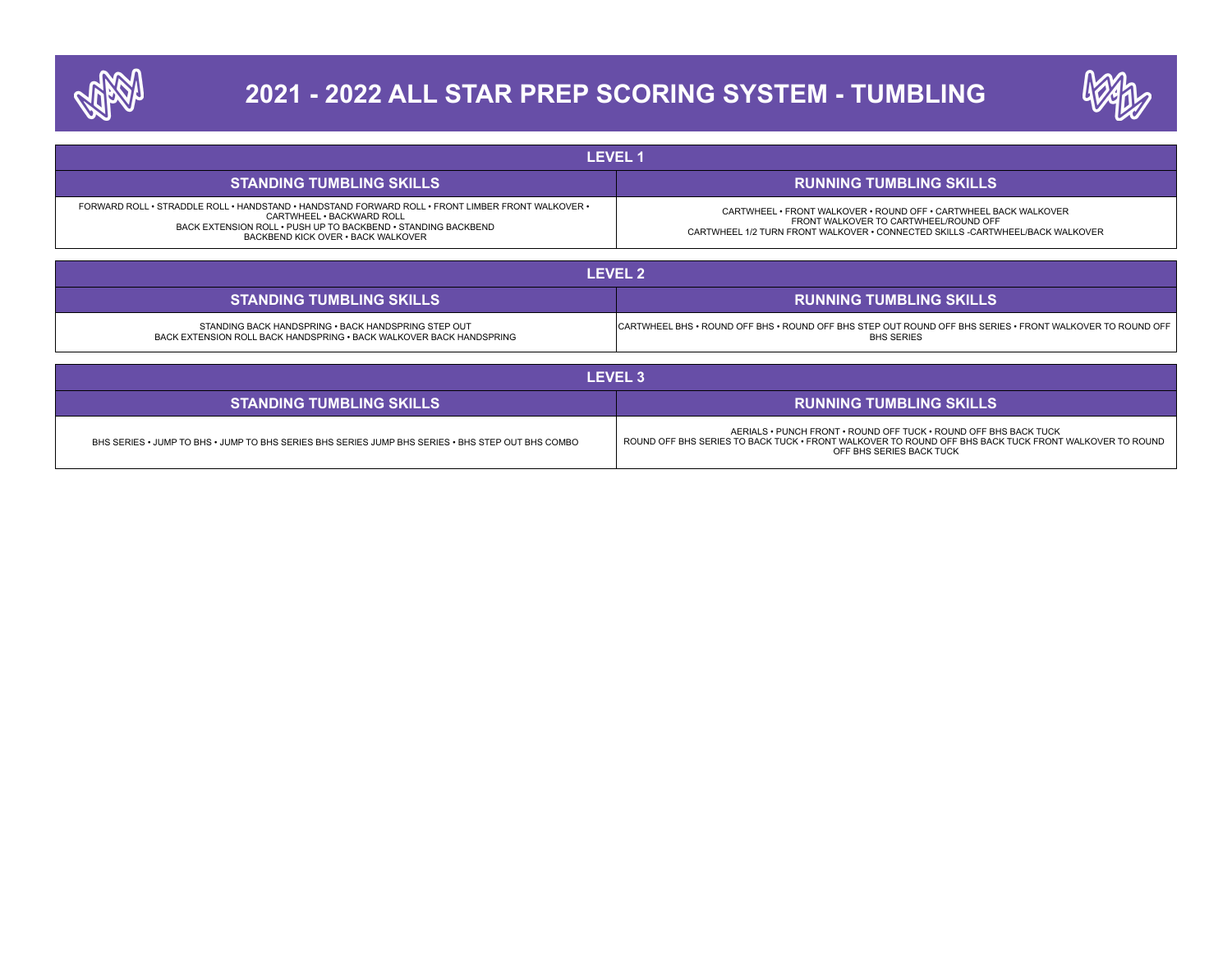# 2021 - 2022 ALL STAR PREP SCORING SYSTEM - TUMBLING

## LEVEL 1

| STANDING TUMBLING SKILLS | RUNNING TUMBLING SKILLS |
| --- | --- |
| FORWARD ROLL • STRADDLE ROLL • HANDSTAND • HANDSTAND FORWARD ROLL • FRONT LIMBER FRONT WALKOVER • CARTWHEEL • BACKWARD ROLL BACK EXTENSION ROLL • PUSH UP TO BACKBEND • STANDING BACKBEND BACKBEND KICK OVER • BACK WALKOVER | CARTWHEEL • FRONT WALKOVER • ROUND OFF • CARTWHEEL BACK WALKOVER FRONT WALKOVER TO CARTWHEEL/ROUND OFF CARTWHEEL 1/2 TURN FRONT WALKOVER • CONNECTED SKILLS -CARTWHEEL/BACK WALKOVER |

## LEVEL 2

| STANDING TUMBLING SKILLS | RUNNING TUMBLING SKILLS |
| --- | --- |
| STANDING BACK HANDSPRING • BACK HANDSPRING STEP OUT BACK EXTENSION ROLL BACK HANDSPRING • BACK WALKOVER BACK HANDSPRING | CARTWHEEL BHS • ROUND OFF BHS • ROUND OFF BHS STEP OUT ROUND OFF BHS SERIES • FRONT WALKOVER TO ROUND OFF BHS SERIES |

## LEVEL 3

| STANDING TUMBLING SKILLS | RUNNING TUMBLING SKILLS |
| --- | --- |
| BHS SERIES • JUMP TO BHS • JUMP TO BHS SERIES BHS SERIES JUMP BHS SERIES • BHS STEP OUT BHS COMBO | AERIALS • PUNCH FRONT • ROUND OFF TUCK • ROUND OFF BHS BACK TUCK ROUND OFF BHS SERIES TO BACK TUCK • FRONT WALKOVER TO ROUND OFF BHS BACK TUCK FRONT WALKOVER TO ROUND OFF BHS SERIES BACK TUCK |